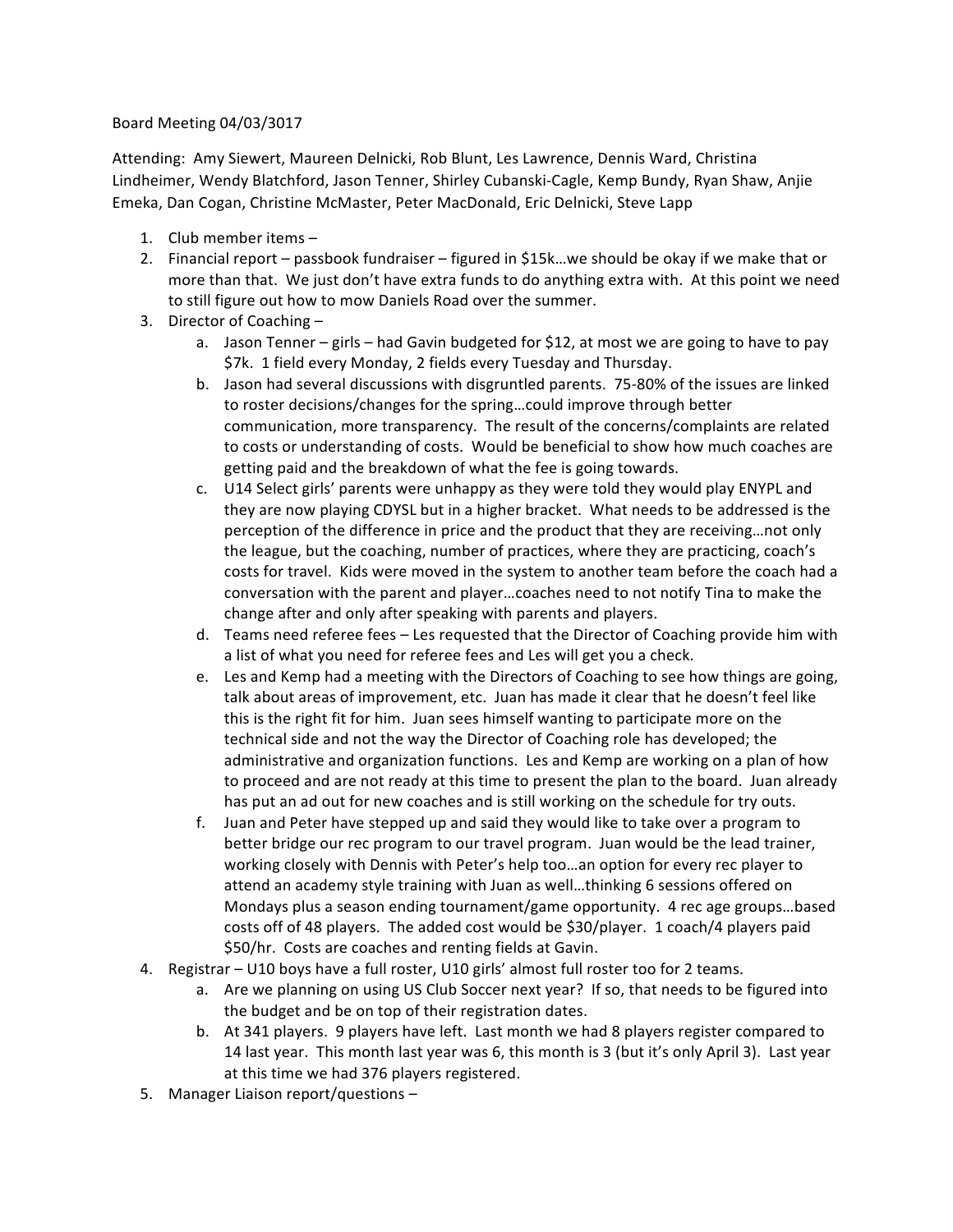Board Meeting 04/03/3017

Attending: Amy Siewert, Maureen Delnicki, Rob Blunt, Les Lawrence, Dennis Ward, Christina Lindheimer, Wendy Blatchford, Jason Tenner, Shirley Cubanski-Cagle, Kemp Bundy, Ryan Shaw, Anjie Emeka, Dan Cogan, Christine McMaster, Peter MacDonald, Eric Delnicki, Steve Lapp

1. Club member items –
2. Financial report – passbook fundraiser – figured in $15k…we should be okay if we make that or more than that. We just don't have extra funds to do anything extra with. At this point we need to still figure out how to mow Daniels Road over the summer.
3. Director of Coaching –
   a. Jason Tenner – girls – had Gavin budgeted for $12, at most we are going to have to pay $7k. 1 field every Monday, 2 fields every Tuesday and Thursday.
   b. Jason had several discussions with disgruntled parents. 75-80% of the issues are linked to roster decisions/changes for the spring…could improve through better communication, more transparency. The result of the concerns/complaints are related to costs or understanding of costs. Would be beneficial to show how much coaches are getting paid and the breakdown of what the fee is going towards.
   c. U14 Select girls' parents were unhappy as they were told they would play ENYPL and they are now playing CDYSL but in a higher bracket. What needs to be addressed is the perception of the difference in price and the product that they are receiving…not only the league, but the coaching, number of practices, where they are practicing, coach's costs for travel. Kids were moved in the system to another team before the coach had a conversation with the parent and player…coaches need to not notify Tina to make the change after and only after speaking with parents and players.
   d. Teams need referee fees – Les requested that the Director of Coaching provide him with a list of what you need for referee fees and Les will get you a check.
   e. Les and Kemp had a meeting with the Directors of Coaching to see how things are going, talk about areas of improvement, etc. Juan has made it clear that he doesn't feel like this is the right fit for him. Juan sees himself wanting to participate more on the technical side and not the way the Director of Coaching role has developed; the administrative and organization functions. Les and Kemp are working on a plan of how to proceed and are not ready at this time to present the plan to the board. Juan already has put an ad out for new coaches and is still working on the schedule for try outs.
   f. Juan and Peter have stepped up and said they would like to take over a program to better bridge our rec program to our travel program. Juan would be the lead trainer, working closely with Dennis with Peter's help too…an option for every rec player to attend an academy style training with Juan as well…thinking 6 sessions offered on Mondays plus a season ending tournament/game opportunity. 4 rec age groups…based costs off of 48 players. The added cost would be $30/player. 1 coach/4 players paid $50/hr. Costs are coaches and renting fields at Gavin.
4. Registrar – U10 boys have a full roster, U10 girls' almost full roster too for 2 teams.
   a. Are we planning on using US Club Soccer next year? If so, that needs to be figured into the budget and be on top of their registration dates.
   b. At 341 players. 9 players have left. Last month we had 8 players register compared to 14 last year. This month last year was 6, this month is 3 (but it's only April 3). Last year at this time we had 376 players registered.
5. Manager Liaison report/questions –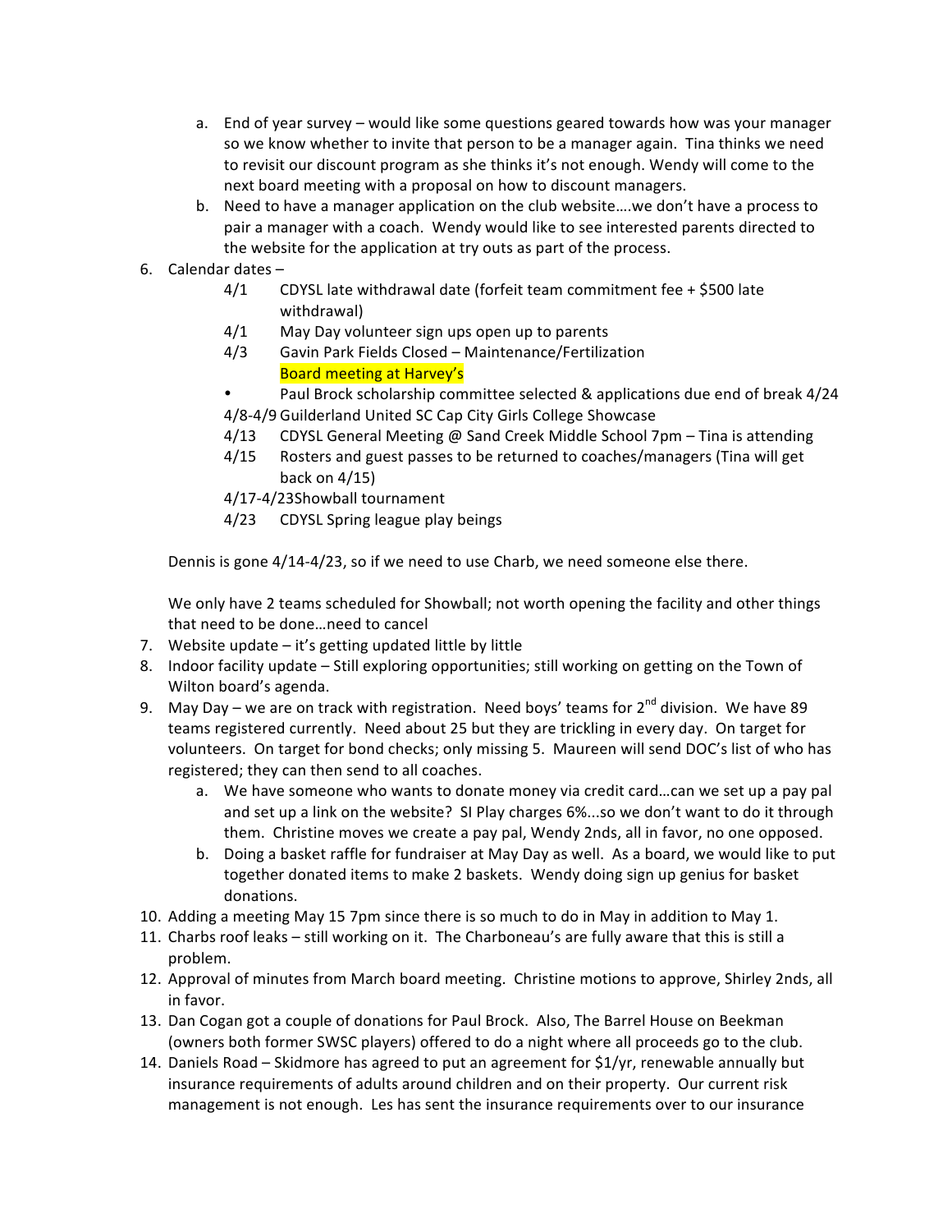a. End of year survey – would like some questions geared towards how was your manager so we know whether to invite that person to be a manager again. Tina thinks we need to revisit our discount program as she thinks it's not enough. Wendy will come to the next board meeting with a proposal on how to discount managers.
   b. Need to have a manager application on the club website….we don't have a process to pair a manager with a coach. Wendy would like to see interested parents directed to the website for the application at try outs as part of the process.

6. Calendar dates –
   - 4/1 CDYSL late withdrawal date (forfeit team commitment fee + $500 late withdrawal)
   - 4/1 May Day volunteer sign ups open up to parents
   - 4/3 Gavin Park Fields Closed – Maintenance/Fertilization
     Board meeting at Harvey's
   - Paul Brock scholarship committee selected & applications due end of break 4/24
   - 4/8-4/9 Guilderland United SC Cap City Girls College Showcase
   - 4/13 CDYSL General Meeting @ Sand Creek Middle School 7pm – Tina is attending
   - 4/15 Rosters and guest passes to be returned to coaches/managers (Tina will get back on 4/15)
   - 4/17-4/23 Showball tournament
   - 4/23 CDYSL Spring league play beings

   Dennis is gone 4/14-4/23, so if we need to use Charb, we need someone else there.

   We only have 2 teams scheduled for Showball; not worth opening the facility and other things that need to be done…need to cancel

7. Website update – it's getting updated little by little
8. Indoor facility update – Still exploring opportunities; still working on getting on the Town of Wilton board's agenda.
9. May Day – we are on track with registration. Need boys' teams for 2nd division. We have 89 teams registered currently. Need about 25 but they are trickling in every day. On target for volunteers. On target for bond checks; only missing 5. Maureen will send DOC's list of who has registered; they can then send to all coaches.
   a. We have someone who wants to donate money via credit card…can we set up a pay pal and set up a link on the website? SI Play charges 6%...so we don't want to do it through them. Christine moves we create a pay pal, Wendy 2nds, all in favor, no one opposed.
   b. Doing a basket raffle for fundraiser at May Day as well. As a board, we would like to put together donated items to make 2 baskets. Wendy doing sign up genius for basket donations.
10. Adding a meeting May 15 7pm since there is so much to do in May in addition to May 1.
11. Charbs roof leaks – still working on it. The Charboneau's are fully aware that this is still a problem.
12. Approval of minutes from March board meeting. Christine motions to approve, Shirley 2nds, all in favor.
13. Dan Cogan got a couple of donations for Paul Brock. Also, The Barrel House on Beekman (owners both former SWSC players) offered to do a night where all proceeds go to the club.
14. Daniels Road – Skidmore has agreed to put an agreement for $1/yr, renewable annually but insurance requirements of adults around children and on their property. Our current risk management is not enough. Les has sent the insurance requirements over to our insurance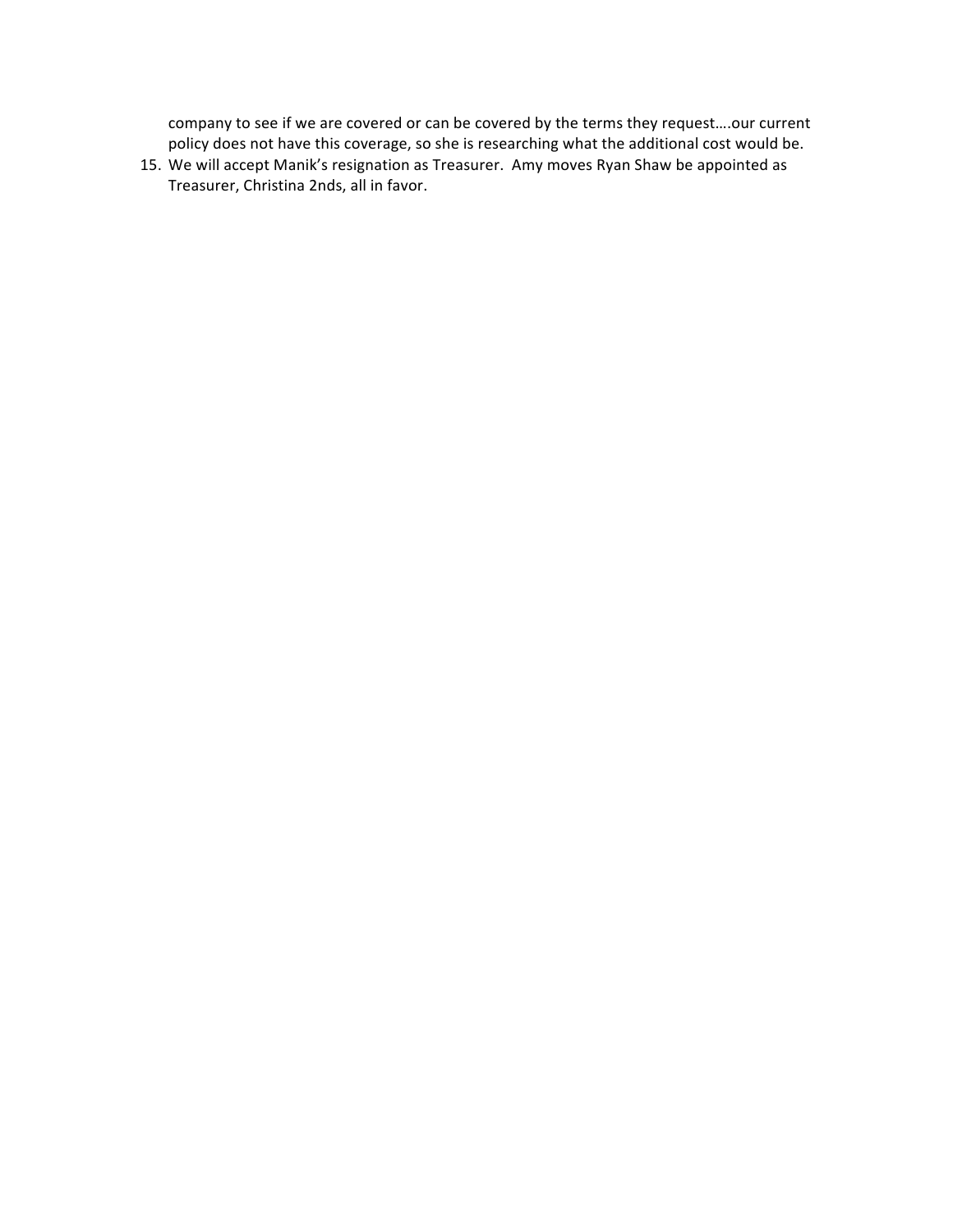company to see if we are covered or can be covered by the terms they request….our current policy does not have this coverage, so she is researching what the additional cost would be.

15. We will accept Manik's resignation as Treasurer. Amy moves Ryan Shaw be appointed as Treasurer, Christina 2nds, all in favor.